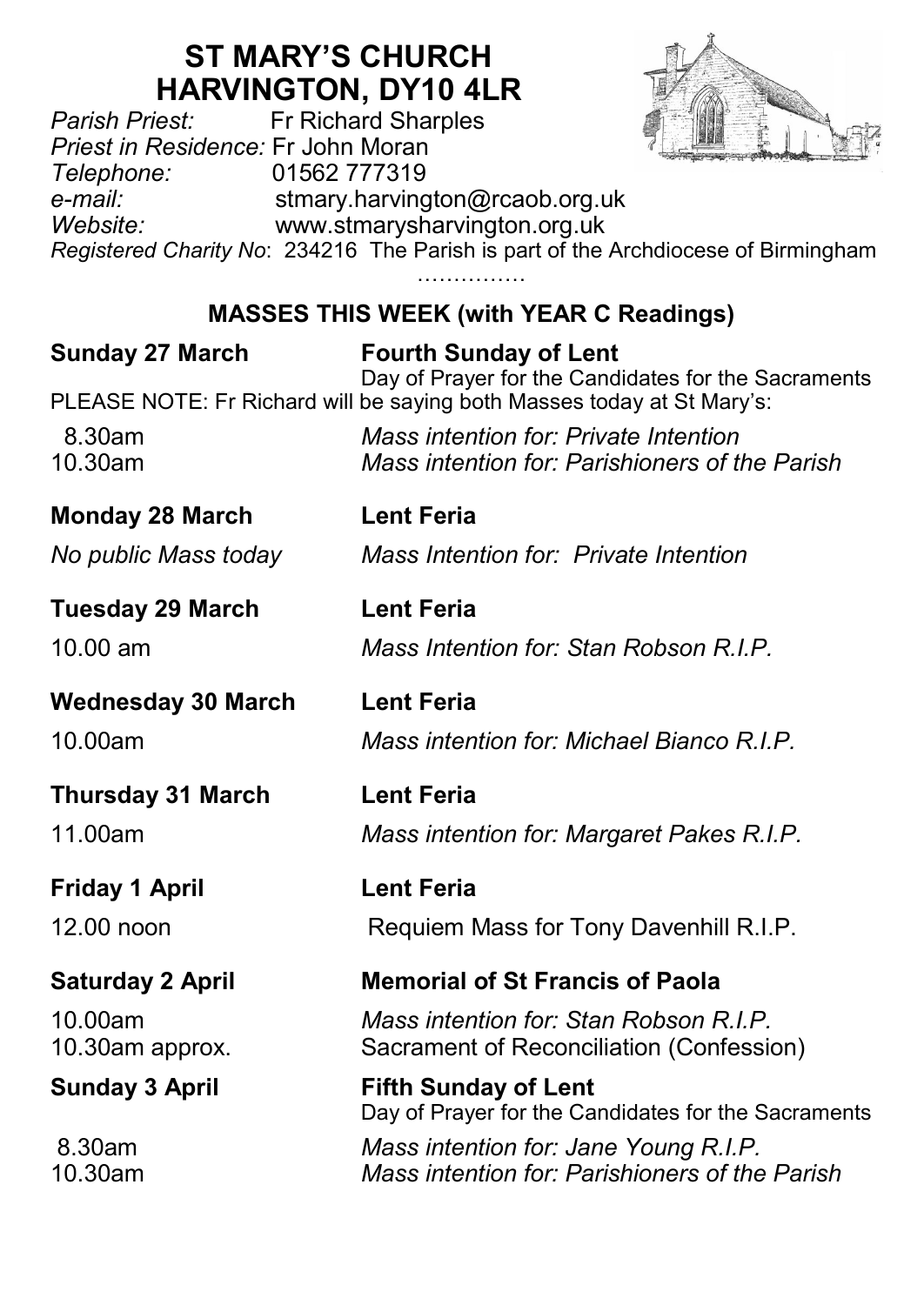# ST MARY'S CHURCH
# HARVINGTON, DY10 4LR

*Parish Priest:* Fr Richard Sharples
*Priest in Residence:* Fr John Moran
*Telephone:* 01562 777319
*e-mail:* stmary.harvington@rcaob.org.uk
*Website:* www.stmarysharvington.org.uk
*Registered Charity No*: 234216 The Parish is part of the Archdiocese of Birmingham

……………

## MASSES THIS WEEK (with YEAR C Readings)

**Sunday 27 March** — **Fourth Sunday of Lent**
Day of Prayer for the Candidates for the Sacraments

PLEASE NOTE: Fr Richard will be saying both Masses today at St Mary's:

8.30am — *Mass intention for: Private Intention*
10.30am — *Mass intention for: Parishioners of the Parish*

**Monday 28 March** — **Lent Feria**

*No public Mass today* — *Mass Intention for: Private Intention*

**Tuesday 29 March** — **Lent Feria**

10.00 am — *Mass Intention for: Stan Robson R.I.P.*

**Wednesday 30 March** — **Lent Feria**

10.00am — *Mass intention for: Michael Bianco R.I.P.*

**Thursday 31 March** — **Lent Feria**

11.00am — *Mass intention for: Margaret Pakes R.I.P.*

**Friday 1 April** — **Lent Feria**

12.00 noon — Requiem Mass for Tony Davenhill R.I.P.

**Saturday 2 April** — **Memorial of St Francis of Paola**

10.00am — *Mass intention for: Stan Robson R.I.P.*
10.30am approx. — Sacrament of Reconciliation (Confession)

**Sunday 3 April** — **Fifth Sunday of Lent**
Day of Prayer for the Candidates for the Sacraments

8.30am — *Mass intention for: Jane Young R.I.P.*
10.30am — *Mass intention for: Parishioners of the Parish*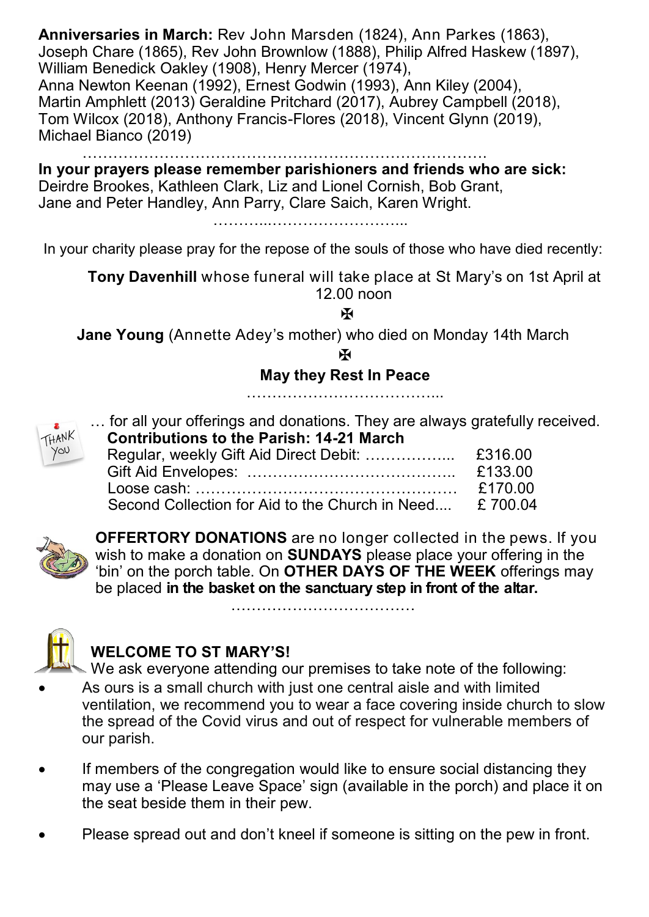**Anniversaries in March:** Rev John Marsden (1824), Ann Parkes (1863), Joseph Chare (1865), Rev John Brownlow (1888), Philip Alfred Haskew (1897), William Benedick Oakley (1908), Henry Mercer (1974), Anna Newton Keenan (1992), Ernest Godwin (1993), Ann Kiley (2004), Martin Amphlett (2013) Geraldine Pritchard (2017), Aubrey Campbell (2018), Tom Wilcox (2018), Anthony Francis-Flores (2018), Vincent Glynn (2019), Michael Bianco (2019)

…………………………………………………………………….

**In your prayers please remember parishioners and friends who are sick:**
Deirdre Brookes, Kathleen Clark, Liz and Lionel Cornish, Bob Grant, Jane and Peter Handley, Ann Parry, Clare Saich, Karen Wright.

………..……………………..

In your charity please pray for the repose of the souls of those who have died recently:

**Tony Davenhill** whose funeral will take place at St Mary's on 1st April at 12.00 noon

✠

**Jane Young** (Annette Adey's mother) who died on Monday 14th March

✠

**May they Rest In Peace**

………………………………...

THANK YOU … for all your offerings and donations. They are always gratefully received.

**Contributions to the Parish: 14-21 March**

| | |
|---|---|
| Regular, weekly Gift Aid Direct Debit: ……………... | £316.00 |
| Gift Aid Envelopes: ………………………………….. | £133.00 |
| Loose cash: …………………………………………… | £170.00 |
| Second Collection for Aid to the Church in Need.... | £ 700.04 |

**OFFERTORY DONATIONS** are no longer collected in the pews. If you wish to make a donation on **SUNDAYS** please place your offering in the 'bin' on the porch table. On **OTHER DAYS OF THE WEEK** offerings may be placed **in the basket on the sanctuary step in front of the altar.**

………………………………

## WELCOME TO ST MARY'S!

We ask everyone attending our premises to take note of the following:

- As ours is a small church with just one central aisle and with limited ventilation, we recommend you to wear a face covering inside church to slow the spread of the Covid virus and out of respect for vulnerable members of our parish.
- If members of the congregation would like to ensure social distancing they may use a 'Please Leave Space' sign (available in the porch) and place it on the seat beside them in their pew.
- Please spread out and don't kneel if someone is sitting on the pew in front.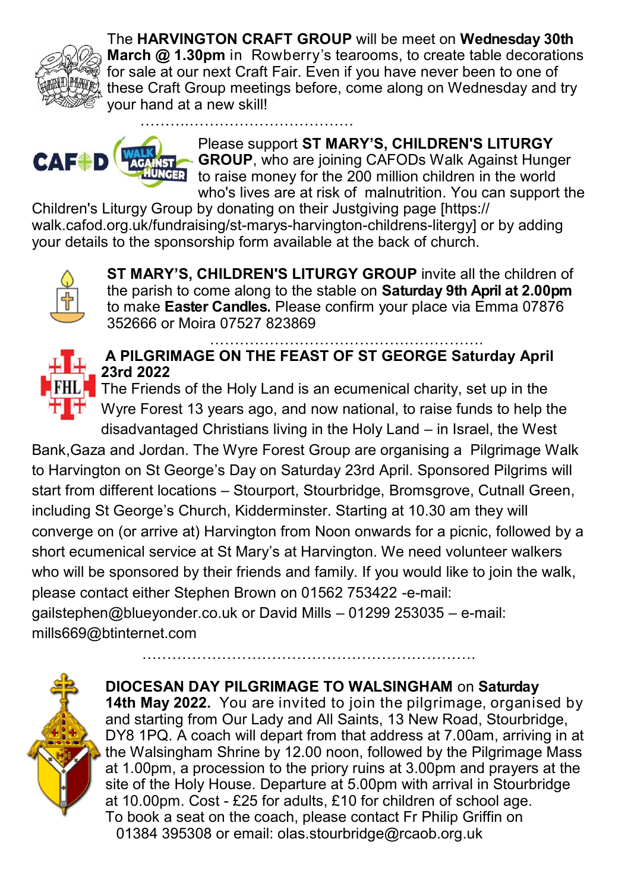The **HARVINGTON CRAFT GROUP** will be meet on **Wednesday 30th March @ 1.30pm** in Rowberry's tearooms, to create table decorations for sale at our next Craft Fair. Even if you have never been to one of these Craft Group meetings before, come along on Wednesday and try your hand at a new skill!

……………………………………

Please support **ST MARY'S, CHILDREN'S LITURGY GROUP**, who are joining CAFODs Walk Against Hunger to raise money for the 200 million children in the world who's lives are at risk of malnutrition. You can support the Children's Liturgy Group by donating on their Justgiving page [https://walk.cafod.org.uk/fundraising/st-marys-harvington-childrens-litergy] or by adding your details to the sponsorship form available at the back of church.

**ST MARY'S, CHILDREN'S LITURGY GROUP** invite all the children of the parish to come along to the stable on **Saturday 9th April at 2.00pm** to make **Easter Candles.** Please confirm your place via Emma 07876 352666 or Moira 07527 823869

………………………………………………

**A PILGRIMAGE ON THE FEAST OF ST GEORGE Saturday April 23rd 2022**

The Friends of the Holy Land is an ecumenical charity, set up in the Wyre Forest 13 years ago, and now national, to raise funds to help the disadvantaged Christians living in the Holy Land – in Israel, the West Bank,Gaza and Jordan. The Wyre Forest Group are organising a Pilgrimage Walk to Harvington on St George's Day on Saturday 23rd April. Sponsored Pilgrims will start from different locations – Stourport, Stourbridge, Bromsgrove, Cutnall Green, including St George's Church, Kidderminster. Starting at 10.30 am they will converge on (or arrive at) Harvington from Noon onwards for a picnic, followed by a short ecumenical service at St Mary's at Harvington. We need volunteer walkers who will be sponsored by their friends and family. If you would like to join the walk, please contact either Stephen Brown on 01562 753422 -e-mail: gailstephen@blueyonder.co.uk or David Mills – 01299 253035 – e-mail: mills669@btinternet.com

…………………………………………………………

**DIOCESAN DAY PILGRIMAGE TO WALSINGHAM** on **Saturday 14th May 2022.** You are invited to join the pilgrimage, organised by and starting from Our Lady and All Saints, 13 New Road, Stourbridge, DY8 1PQ. A coach will depart from that address at 7.00am, arriving in at the Walsingham Shrine by 12.00 noon, followed by the Pilgrimage Mass at 1.00pm, a procession to the priory ruins at 3.00pm and prayers at the site of the Holy House. Departure at 5.00pm with arrival in Stourbridge at 10.00pm. Cost - £25 for adults, £10 for children of school age. To book a seat on the coach, please contact Fr Philip Griffin on 01384 395308 or email: olas.stourbridge@rcaob.org.uk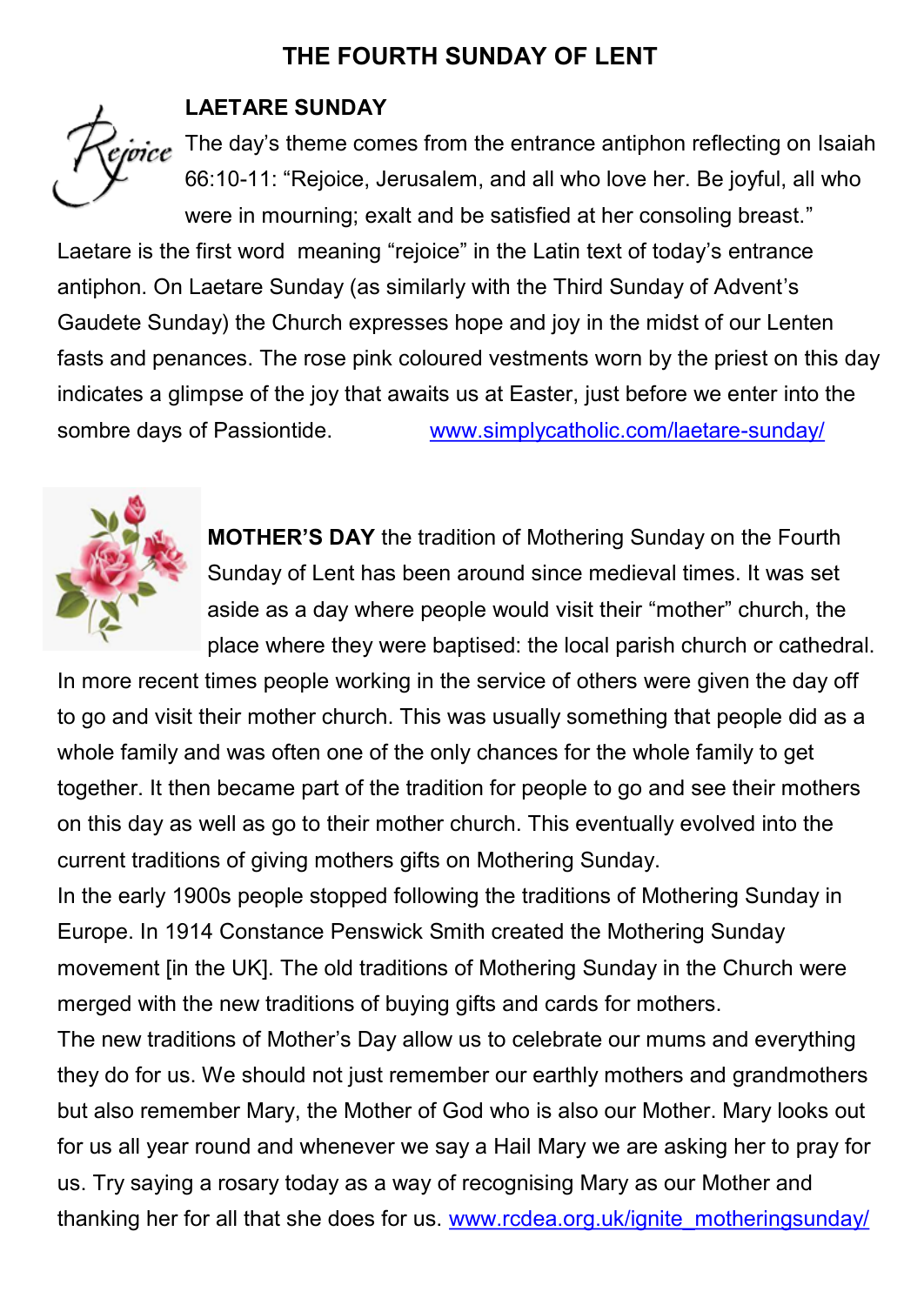# THE FOURTH SUNDAY OF LENT

## LAETARE SUNDAY

The day's theme comes from the entrance antiphon reflecting on Isaiah 66:10-11: "Rejoice, Jerusalem, and all who love her. Be joyful, all who were in mourning; exalt and be satisfied at her consoling breast." Laetare is the first word meaning "rejoice" in the Latin text of today's entrance antiphon. On Laetare Sunday (as similarly with the Third Sunday of Advent's Gaudete Sunday) the Church expresses hope and joy in the midst of our Lenten fasts and penances. The rose pink coloured vestments worn by the priest on this day indicates a glimpse of the joy that awaits us at Easter, just before we enter into the sombre days of Passiontide. www.simplycatholic.com/laetare-sunday/

**MOTHER'S DAY** the tradition of Mothering Sunday on the Fourth Sunday of Lent has been around since medieval times. It was set aside as a day where people would visit their "mother" church, the place where they were baptised: the local parish church or cathedral. In more recent times people working in the service of others were given the day off to go and visit their mother church. This was usually something that people did as a whole family and was often one of the only chances for the whole family to get together. It then became part of the tradition for people to go and see their mothers on this day as well as go to their mother church. This eventually evolved into the current traditions of giving mothers gifts on Mothering Sunday.

In the early 1900s people stopped following the traditions of Mothering Sunday in Europe. In 1914 Constance Penswick Smith created the Mothering Sunday movement [in the UK]. The old traditions of Mothering Sunday in the Church were merged with the new traditions of buying gifts and cards for mothers.

The new traditions of Mother's Day allow us to celebrate our mums and everything they do for us. We should not just remember our earthly mothers and grandmothers but also remember Mary, the Mother of God who is also our Mother. Mary looks out for us all year round and whenever we say a Hail Mary we are asking her to pray for us. Try saying a rosary today as a way of recognising Mary as our Mother and thanking her for all that she does for us. www.rcdea.org.uk/ignite_motheringsunday/